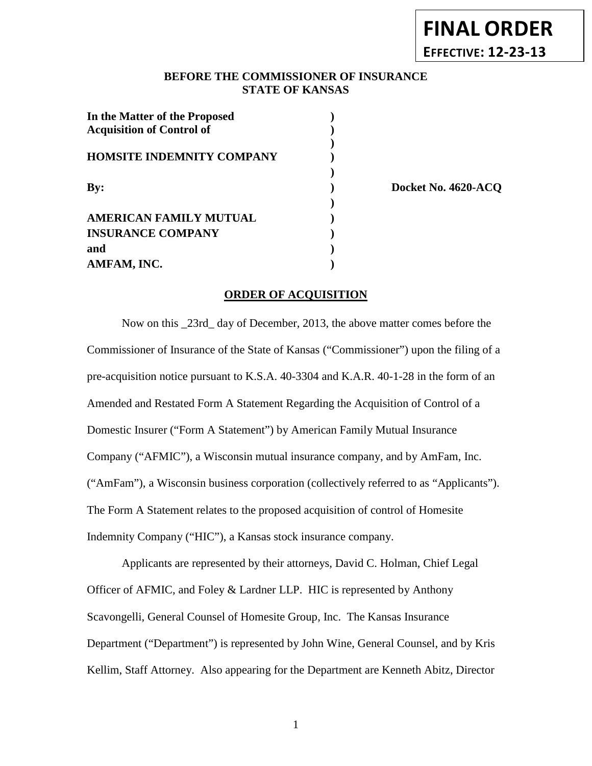**FINAL ORDER**
**EFFECTIVE: 12-23-13**

**BEFORE THE COMMISSIONER OF INSURANCE**
**STATE OF KANSAS**

| | | |
|---|---|---|
| **In the Matter of the Proposed Acquisition of Control of** | **)** | |
| **HOMSITE INDEMNITY COMPANY** | **)** | |
| **By:** | **)** | **Docket No. 4620-ACQ** |
| **AMERICAN FAMILY MUTUAL INSURANCE COMPANY and AMFAM, INC.** | **)** | |

## ORDER OF ACQUISITION

Now on this _23rd_ day of December, 2013, the above matter comes before the Commissioner of Insurance of the State of Kansas ("Commissioner") upon the filing of a pre-acquisition notice pursuant to K.S.A. 40-3304 and K.A.R. 40-1-28 in the form of an Amended and Restated Form A Statement Regarding the Acquisition of Control of a Domestic Insurer ("Form A Statement") by American Family Mutual Insurance Company ("AFMIC"), a Wisconsin mutual insurance company, and by AmFam, Inc. ("AmFam"), a Wisconsin business corporation (collectively referred to as "Applicants"). The Form A Statement relates to the proposed acquisition of control of Homesite Indemnity Company ("HIC"), a Kansas stock insurance company.

Applicants are represented by their attorneys, David C. Holman, Chief Legal Officer of AFMIC, and Foley & Lardner LLP. HIC is represented by Anthony Scavongelli, General Counsel of Homesite Group, Inc. The Kansas Insurance Department ("Department") is represented by John Wine, General Counsel, and by Kris Kellim, Staff Attorney. Also appearing for the Department are Kenneth Abitz, Director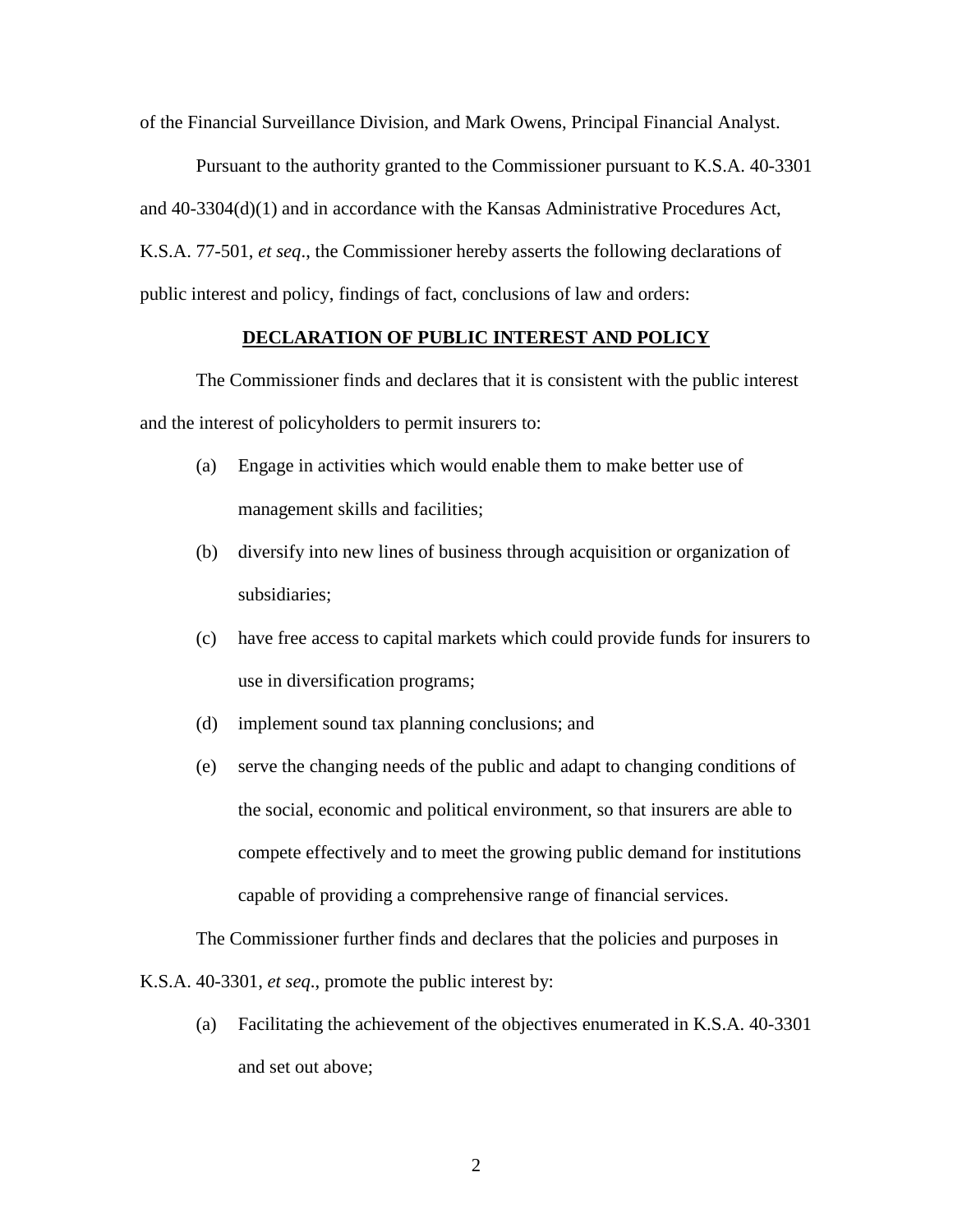of the Financial Surveillance Division, and Mark Owens, Principal Financial Analyst.

Pursuant to the authority granted to the Commissioner pursuant to K.S.A. 40-3301 and 40-3304(d)(1) and in accordance with the Kansas Administrative Procedures Act, K.S.A. 77-501, *et seq*., the Commissioner hereby asserts the following declarations of public interest and policy, findings of fact, conclusions of law and orders:

## DECLARATION OF PUBLIC INTEREST AND POLICY

The Commissioner finds and declares that it is consistent with the public interest and the interest of policyholders to permit insurers to:

(a) Engage in activities which would enable them to make better use of management skills and facilities;

(b) diversify into new lines of business through acquisition or organization of subsidiaries;

(c) have free access to capital markets which could provide funds for insurers to use in diversification programs;

(d) implement sound tax planning conclusions; and

(e) serve the changing needs of the public and adapt to changing conditions of the social, economic and political environment, so that insurers are able to compete effectively and to meet the growing public demand for institutions capable of providing a comprehensive range of financial services.

The Commissioner further finds and declares that the policies and purposes in K.S.A. 40-3301, *et seq*., promote the public interest by:

(a) Facilitating the achievement of the objectives enumerated in K.S.A. 40-3301 and set out above;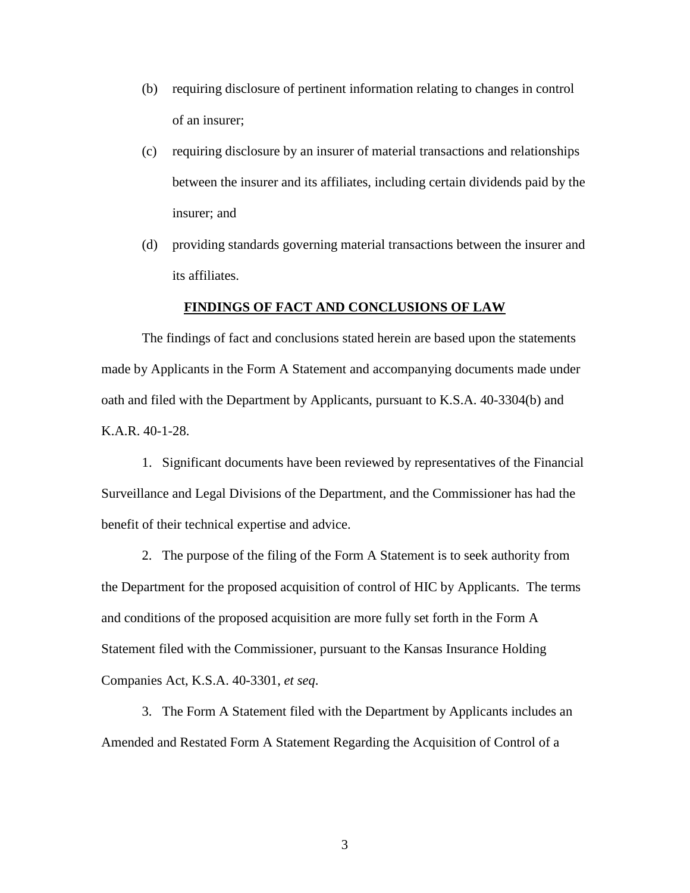(b) requiring disclosure of pertinent information relating to changes in control of an insurer;

(c) requiring disclosure by an insurer of material transactions and relationships between the insurer and its affiliates, including certain dividends paid by the insurer; and

(d) providing standards governing material transactions between the insurer and its affiliates.

**FINDINGS OF FACT AND CONCLUSIONS OF LAW**

The findings of fact and conclusions stated herein are based upon the statements made by Applicants in the Form A Statement and accompanying documents made under oath and filed with the Department by Applicants, pursuant to K.S.A. 40-3304(b) and K.A.R. 40-1-28.

1. Significant documents have been reviewed by representatives of the Financial Surveillance and Legal Divisions of the Department, and the Commissioner has had the benefit of their technical expertise and advice.

2. The purpose of the filing of the Form A Statement is to seek authority from the Department for the proposed acquisition of control of HIC by Applicants. The terms and conditions of the proposed acquisition are more fully set forth in the Form A Statement filed with the Commissioner, pursuant to the Kansas Insurance Holding Companies Act, K.S.A. 40-3301, *et seq*.

3. The Form A Statement filed with the Department by Applicants includes an Amended and Restated Form A Statement Regarding the Acquisition of Control of a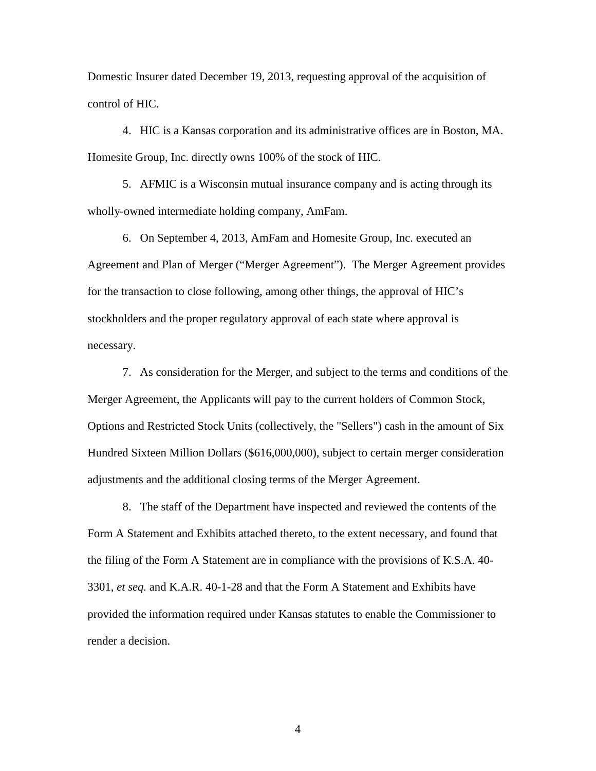Domestic Insurer dated December 19, 2013, requesting approval of the acquisition of control of HIC.

4. HIC is a Kansas corporation and its administrative offices are in Boston, MA. Homesite Group, Inc. directly owns 100% of the stock of HIC.

5. AFMIC is a Wisconsin mutual insurance company and is acting through its wholly-owned intermediate holding company, AmFam.

6. On September 4, 2013, AmFam and Homesite Group, Inc. executed an Agreement and Plan of Merger ("Merger Agreement"). The Merger Agreement provides for the transaction to close following, among other things, the approval of HIC's stockholders and the proper regulatory approval of each state where approval is necessary.

7. As consideration for the Merger, and subject to the terms and conditions of the Merger Agreement, the Applicants will pay to the current holders of Common Stock, Options and Restricted Stock Units (collectively, the "Sellers") cash in the amount of Six Hundred Sixteen Million Dollars ($616,000,000), subject to certain merger consideration adjustments and the additional closing terms of the Merger Agreement.

8. The staff of the Department have inspected and reviewed the contents of the Form A Statement and Exhibits attached thereto, to the extent necessary, and found that the filing of the Form A Statement are in compliance with the provisions of K.S.A. 40-3301, *et seq.* and K.A.R. 40-1-28 and that the Form A Statement and Exhibits have provided the information required under Kansas statutes to enable the Commissioner to render a decision.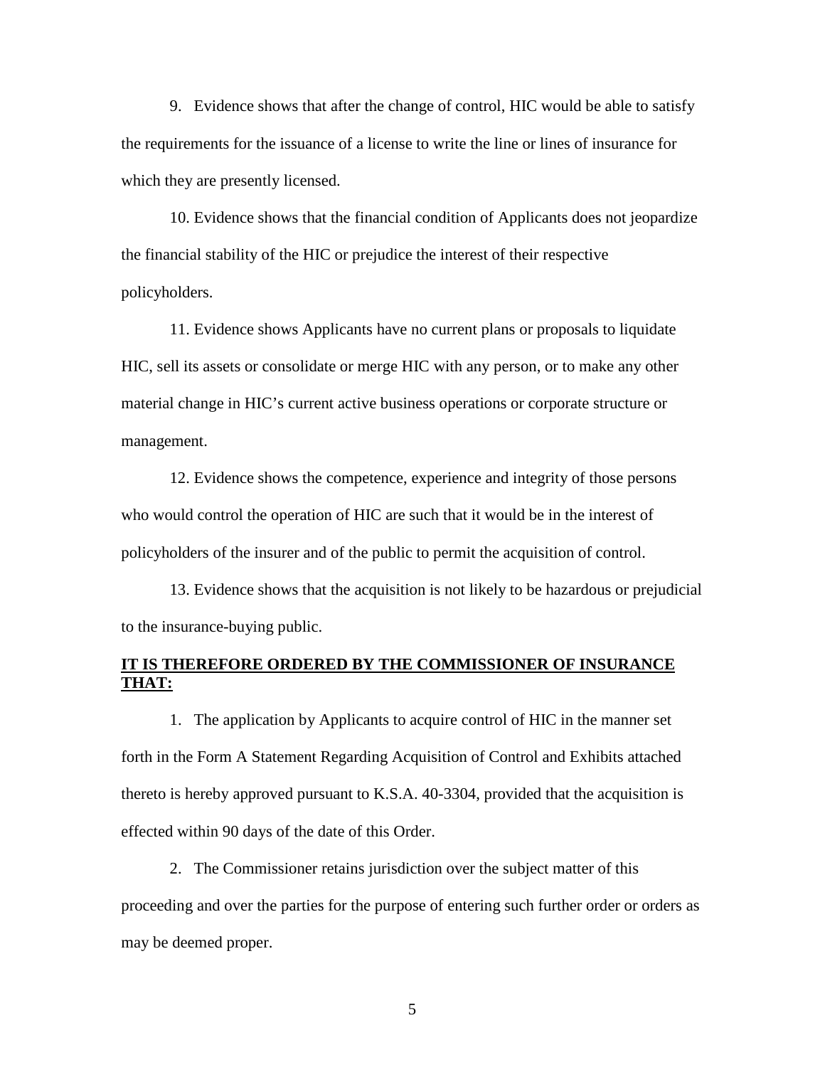9. Evidence shows that after the change of control, HIC would be able to satisfy the requirements for the issuance of a license to write the line or lines of insurance for which they are presently licensed.

10. Evidence shows that the financial condition of Applicants does not jeopardize the financial stability of the HIC or prejudice the interest of their respective policyholders.

11. Evidence shows Applicants have no current plans or proposals to liquidate HIC, sell its assets or consolidate or merge HIC with any person, or to make any other material change in HIC's current active business operations or corporate structure or management.

12. Evidence shows the competence, experience and integrity of those persons who would control the operation of HIC are such that it would be in the interest of policyholders of the insurer and of the public to permit the acquisition of control.

13. Evidence shows that the acquisition is not likely to be hazardous or prejudicial to the insurance-buying public.

**IT IS THEREFORE ORDERED BY THE COMMISSIONER OF INSURANCE THAT:**

1. The application by Applicants to acquire control of HIC in the manner set forth in the Form A Statement Regarding Acquisition of Control and Exhibits attached thereto is hereby approved pursuant to K.S.A. 40-3304, provided that the acquisition is effected within 90 days of the date of this Order.

2. The Commissioner retains jurisdiction over the subject matter of this proceeding and over the parties for the purpose of entering such further order or orders as may be deemed proper.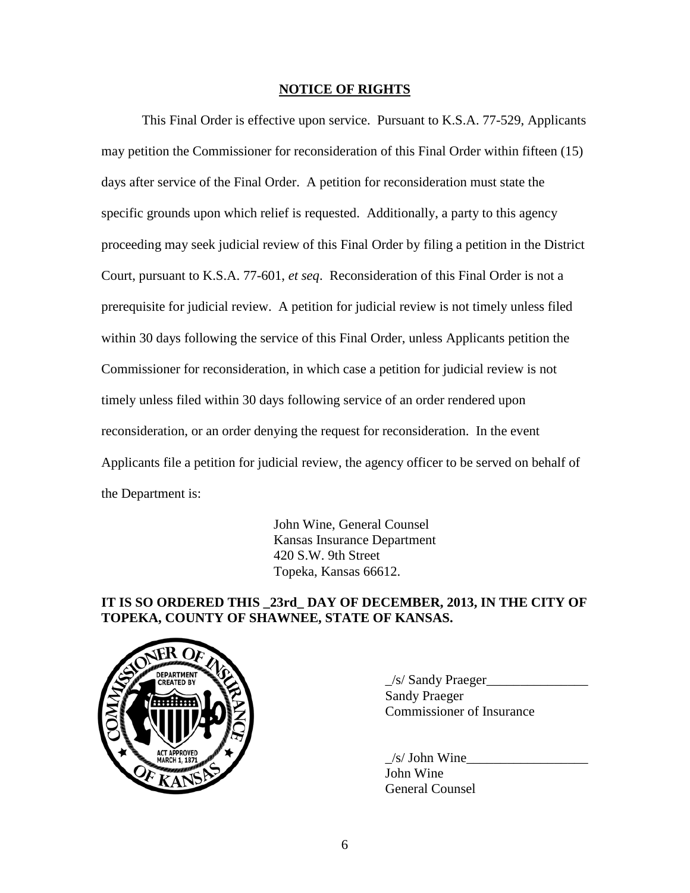## NOTICE OF RIGHTS

This Final Order is effective upon service. Pursuant to K.S.A. 77-529, Applicants may petition the Commissioner for reconsideration of this Final Order within fifteen (15) days after service of the Final Order. A petition for reconsideration must state the specific grounds upon which relief is requested. Additionally, a party to this agency proceeding may seek judicial review of this Final Order by filing a petition in the District Court, pursuant to K.S.A. 77-601, *et seq*. Reconsideration of this Final Order is not a prerequisite for judicial review. A petition for judicial review is not timely unless filed within 30 days following the service of this Final Order, unless Applicants petition the Commissioner for reconsideration, in which case a petition for judicial review is not timely unless filed within 30 days following service of an order rendered upon reconsideration, or an order denying the request for reconsideration. In the event Applicants file a petition for judicial review, the agency officer to be served on behalf of the Department is:

John Wine, General Counsel
Kansas Insurance Department
420 S.W. 9th Street
Topeka, Kansas 66612.

**IT IS SO ORDERED THIS _23rd_ DAY OF DECEMBER, 2013, IN THE CITY OF TOPEKA, COUNTY OF SHAWNEE, STATE OF KANSAS.**

_/s/ Sandy Praeger_______________
Sandy Praeger
Commissioner of Insurance

_/s/ John Wine__________________
John Wine
General Counsel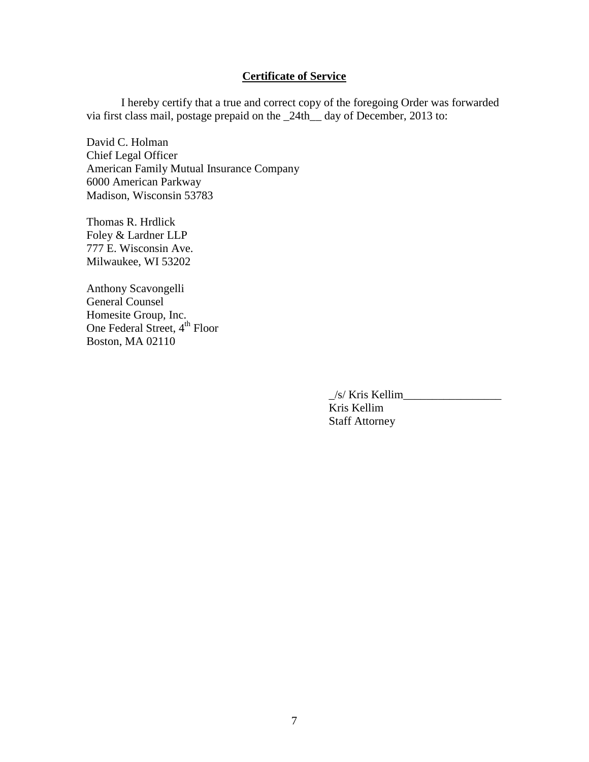**Certificate of Service**

I hereby certify that a true and correct copy of the foregoing Order was forwarded via first class mail, postage prepaid on the _24th__ day of December, 2013 to:

David C. Holman
Chief Legal Officer
American Family Mutual Insurance Company
6000 American Parkway
Madison, Wisconsin 53783

Thomas R. Hrdlick
Foley & Lardner LLP
777 E. Wisconsin Ave.
Milwaukee, WI 53202

Anthony Scavongelli
General Counsel
Homesite Group, Inc.
One Federal Street, 4th Floor
Boston, MA 02110

_/s/ Kris Kellim_________________
Kris Kellim
Staff Attorney